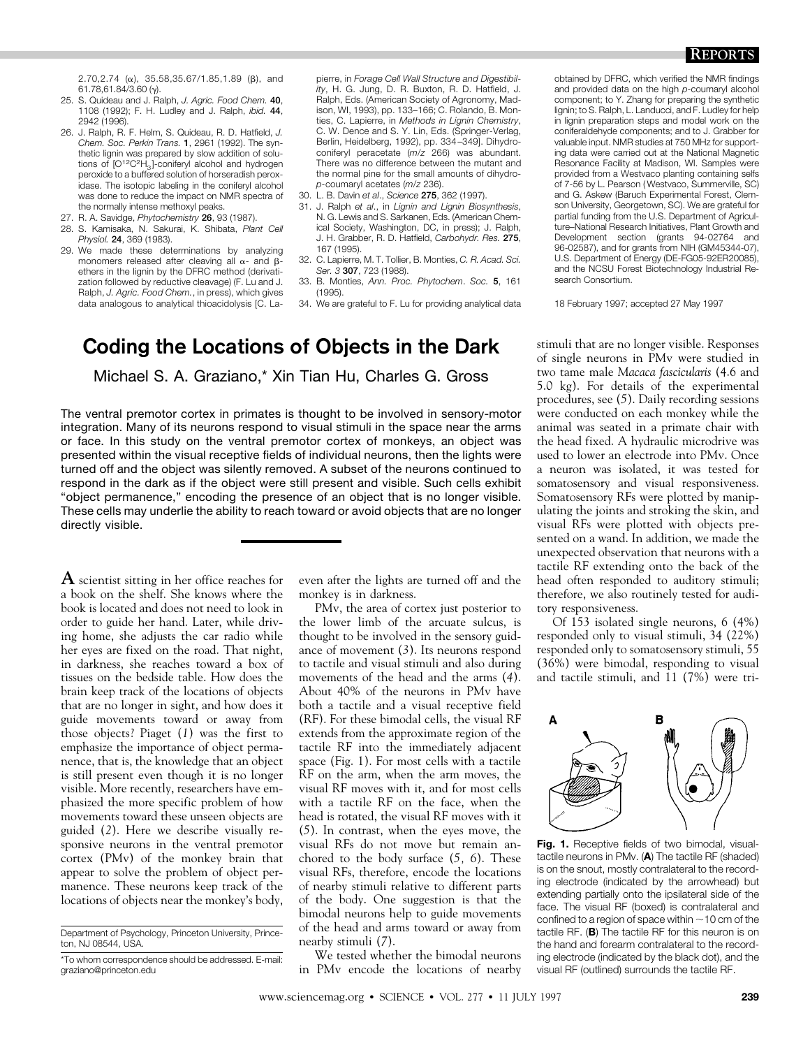2.70,2.74 (α), 35.58,35.67/1.85,1.89 (β), and 61.78,61.84/3.60 (γ).

25. S. Quideau and J. Ralph, *J. Agric. Food Chem.* **40**, 1108 (1992); F. H. Ludley and J. Ralph, *ibid.* **44**, 2942 (1996).
26. J. Ralph, R. F. Helm, S. Quideau, R. D. Hatfield, *J. Chem. Soc. Perkin Trans.* **1**, 2961 (1992). The synthetic lignin was prepared by slow addition of solutions of [$O^{12}C^{2}H_3$]-coniferyl alcohol and hydrogen peroxide to a buffered solution of horseradish peroxidase. The isotopic labeling in the coniferyl alcohol was done to reduce the impact on NMR spectra of the normally intense methoxyl peaks.
27. R. A. Savidge, *Phytochemistry* **26**, 93 (1987).
28. S. Kamisaka, N. Sakurai, K. Shibata, *Plant Cell Physiol.* **24**, 369 (1983).
29. We made these determinations by analyzing monomers released after cleaving all α- and β-ethers in the lignin by the DFRC method (derivatization followed by reductive cleavage) (F. Lu and J. Ralph, *J. Agric. Food Chem.*, in press), which gives data analogous to analytical thioacidolysis [C. Lapierre, in *Forage Cell Wall Structure and Digestibility*, H. G. Jung, D. R. Buxton, R. D. Hatfield, J. Ralph, Eds. (American Society of Agronomy, Madison, WI, 1993), pp. 133–166; C. Rolando, B. Monties, C. Lapierre, in *Methods in Lignin Chemistry*, C. W. Dence and S. Y. Lin, Eds. (Springer-Verlag, Berlin, Heidelberg, 1992), pp. 334–349]. Dihydroconiferyl peracetate (*m/z* 266) was abundant. There was no difference between the mutant and the normal pine for the small amounts of dihydro-*p*-coumaryl acetates (*m/z* 236).
30. L. B. Davin *et al.*, *Science* **275**, 362 (1997).
31. J. Ralph *et al.*, in *Lignin and Lignin Biosynthesis*, N. G. Lewis and S. Sarkanen, Eds. (American Chemical Society, Washington, DC, in press); J. Ralph, J. H. Grabber, R. D. Hatfield, *Carbohydr. Res.* **275**, 167 (1995).
32. C. Lapierre, M. T. Tollier, B. Monties, *C. R. Acad. Sci. Ser. 3* **307**, 723 (1988).
33. B. Monties, *Ann. Proc. Phytochem. Soc.* **5**, 161 (1995).
34. We are grateful to F. Lu for providing analytical data obtained by DFRC, which verified the NMR findings and provided data on the high *p*-coumaryl alcohol component; to Y. Zhang for preparing the synthetic lignin; to S. Ralph, L. Landucci, and F. Ludley for help in lignin preparation steps and model work on the coniferaldehyde components; and to J. Grabber for valuable input. NMR studies at 750 MHz for supporting data were carried out at the National Magnetic Resonance Facility at Madison, WI. Samples were provided from a Westvaco planting containing selfs of 7-56 by L. Pearson (Westvaco, Summerville, SC) and G. Askew (Baruch Experimental Forest, Clemson University, Georgetown, SC). We are grateful for partial funding from the U.S. Department of Agriculture–National Research Initiatives, Plant Growth and Development section (grants 94-02764 and 96-02587), and for grants from NIH (GM45344-07), U.S. Department of Energy (DE-FG05-92ER20085), and the NCSU Forest Biotechnology Industrial Research Consortium.

18 February 1997; accepted 27 May 1997

# Coding the Locations of Objects in the Dark

Michael S. A. Graziano,* Xin Tian Hu, Charles G. Gross

**The ventral premotor cortex in primates is thought to be involved in sensory-motor integration. Many of its neurons respond to visual stimuli in the space near the arms or face. In this study on the ventral premotor cortex of monkeys, an object was presented within the visual receptive fields of individual neurons, then the lights were turned off and the object was silently removed. A subset of the neurons continued to respond in the dark as if the object were still present and visible. Such cells exhibit "object permanence," encoding the presence of an object that is no longer visible. These cells may underlie the ability to reach toward or avoid objects that are no longer directly visible.**

A scientist sitting in her office reaches for a book on the shelf. She knows where the book is located and does not need to look in order to guide her hand. Later, while driving home, she adjusts the car radio while her eyes are fixed on the road. That night, in darkness, she reaches toward a box of tissues on the bedside table. How does the brain keep track of the locations of objects that are no longer in sight, and how does it guide movements toward or away from those objects? Piaget (*1*) was the first to emphasize the importance of object permanence, that is, the knowledge that an object is still present even though it is no longer visible. More recently, researchers have emphasized the more specific problem of how movements toward these unseen objects are guided (*2*). Here we describe visually responsive neurons in the ventral premotor cortex (PMv) of the monkey brain that appear to solve the problem of object permanence. These neurons keep track of the locations of objects near the monkey's body, even after the lights are turned off and the monkey is in darkness.

PMv, the area of cortex just posterior to the lower limb of the arcuate sulcus, is thought to be involved in the sensory guidance of movement (*3*). Its neurons respond to tactile and visual stimuli and also during movements of the head and the arms (*4*). About 40% of the neurons in PMv have both a tactile and a visual receptive field (RF). For these bimodal cells, the visual RF extends from the approximate region of the tactile RF into the immediately adjacent space (Fig. 1). For most cells with a tactile RF on the arm, when the arm moves, the visual RF moves with it, and for most cells with a tactile RF on the face, when the head is rotated, the visual RF moves with it (*5*). In contrast, when the eyes move, the visual RFs do not move but remain anchored to the body surface (*5, 6*). These visual RFs, therefore, encode the locations of nearby stimuli relative to different parts of the body. One suggestion is that the bimodal neurons help to guide movements of the head and arms toward or away from nearby stimuli (*7*).

We tested whether the bimodal neurons in PMv encode the locations of nearby stimuli that are no longer visible. Responses of single neurons in PMv were studied in two tame male *Macaca fascicularis* (4.6 and 5.0 kg). For details of the experimental procedures, see (*5*). Daily recording sessions were conducted on each monkey while the animal was seated in a primate chair with the head fixed. A hydraulic microdrive was used to lower an electrode into PMv. Once a neuron was isolated, it was tested for somatosensory and visual responsiveness. Somatosensory RFs were plotted by manipulating the joints and stroking the skin, and visual RFs were plotted with objects presented on a wand. In addition, we made the unexpected observation that neurons with a tactile RF extending onto the back of the head often responded to auditory stimuli; therefore, we also routinely tested for auditory responsiveness.

Of 153 isolated single neurons, 6 (4%) responded only to visual stimuli, 34 (22%) responded only to somatosensory stimuli, 55 (36%) were bimodal, responding to visual and tactile stimuli, and 11 (7%) were tri-

A

B

**Fig. 1.** Receptive fields of two bimodal, visual-tactile neurons in PMv. (**A**) The tactile RF (shaded) is on the snout, mostly contralateral to the recording electrode (indicated by the arrowhead) but extending partially onto the ipsilateral side of the face. The visual RF (boxed) is contralateral and confined to a region of space within ~10 cm of the tactile RF. (**B**) The tactile RF for this neuron is on the hand and forearm contralateral to the recording electrode (indicated by the black dot), and the visual RF (outlined) surrounds the tactile RF.

Department of Psychology, Princeton University, Princeton, NJ 08544, USA.

*To whom correspondence should be addressed. E-mail: graziano@princeton.edu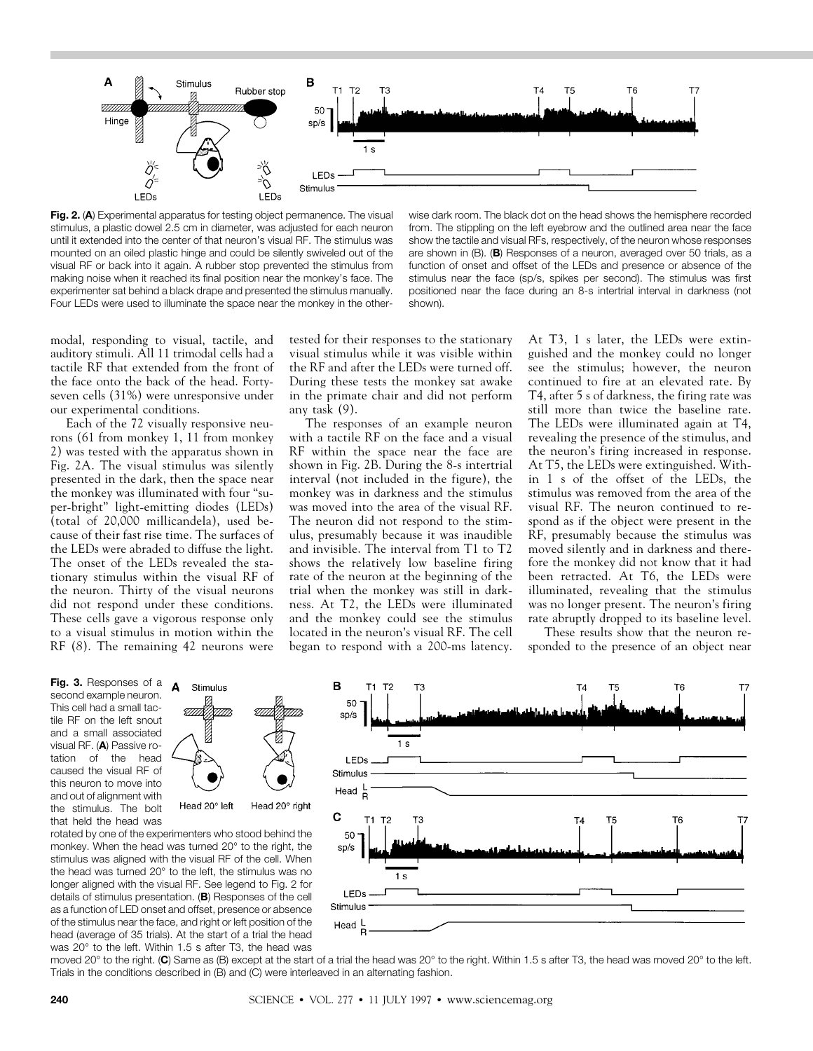A

Stimulus

Rubber stop

Hinge

LEDs

LEDs

B

T1 T2 T3 T4 T5 T6 T7

50 sp/s

1 s

LEDs

Stimulus

**Fig. 2.** (**A**) Experimental apparatus for testing object permanence. The visual stimulus, a plastic dowel 2.5 cm in diameter, was adjusted for each neuron until it extended into the center of that neuron's visual RF. The stimulus was mounted on an oiled plastic hinge and could be silently swiveled out of the visual RF or back into it again. A rubber stop prevented the stimulus from making noise when it reached its final position near the monkey's face. The experimenter sat behind a black drape and presented the stimulus manually. Four LEDs were used to illuminate the space near the monkey in the otherwise dark room. The black dot on the head shows the hemisphere recorded from. The stippling on the left eyebrow and the outlined area near the face show the tactile and visual RFs, respectively, of the neuron whose responses are shown in (B). (**B**) Responses of a neuron, averaged over 50 trials, as a function of onset and offset of the LEDs and presence or absence of the stimulus near the face (sp/s, spikes per second). The stimulus was first positioned near the face during an 8-s intertrial interval in darkness (not shown).

modal, responding to visual, tactile, and auditory stimuli. All 11 trimodal cells had a tactile RF that extended from the front of the face onto the back of the head. Forty-seven cells (31%) were unresponsive under our experimental conditions.

Each of the 72 visually responsive neurons (61 from monkey 1, 11 from monkey 2) was tested with the apparatus shown in Fig. 2A. The visual stimulus was silently presented in the dark, then the space near the monkey was illuminated with four "super-bright" light-emitting diodes (LEDs) (total of 20,000 millicandela), used because of their fast rise time. The surfaces of the LEDs were abraded to diffuse the light. The onset of the LEDs revealed the stationary stimulus within the visual RF of the neuron. Thirty of the visual neurons did not respond under these conditions. These cells gave a vigorous response only to a visual stimulus in motion within the RF (8). The remaining 42 neurons were tested for their responses to the stationary visual stimulus while it was visible within the RF and after the LEDs were turned off. During these tests the monkey sat awake in the primate chair and did not perform any task (9).

The responses of an example neuron with a tactile RF on the face and a visual RF within the space near the face are shown in Fig. 2B. During the 8-s intertrial interval (not included in the figure), the monkey was in darkness and the stimulus was moved into the area of the visual RF. The neuron did not respond to the stimulus, presumably because it was inaudible and invisible. The interval from T1 to T2 shows the relatively low baseline firing rate of the neuron at the beginning of the trial when the monkey was still in darkness. At T2, the LEDs were illuminated and the monkey could see the stimulus located in the neuron's visual RF. The cell began to respond with a 200-ms latency. At T3, 1 s later, the LEDs were extinguished and the monkey could no longer see the stimulus; however, the neuron continued to fire at an elevated rate. By T4, after 5 s of darkness, the firing rate was still more than twice the baseline rate. The LEDs were illuminated again at T4, revealing the presence of the stimulus, and the neuron's firing increased in response. At T5, the LEDs were extinguished. Within 1 s of the offset of the LEDs, the stimulus was removed from the area of the visual RF. The neuron continued to respond as if the object were present in the RF, presumably because the stimulus was moved silently and in darkness and therefore the monkey did not know that it had been retracted. At T6, the LEDs were illuminated, revealing that the stimulus was no longer present. The neuron's firing rate abruptly dropped to its baseline level.

These results show that the neuron responded to the presence of an object near

A

Stimulus

Head 20° left

Head 20° right

B

T1 T2 T3 T4 T5 T6 T7

50 sp/s

1 s

LEDs

Stimulus

Head L R

C

T1 T2 T3 T4 T5 T6 T7

50 sp/s

1 s

LEDs

Stimulus

Head L R

**Fig. 3.** Responses of a second example neuron. This cell had a small tactile RF on the left snout and a small associated visual RF. (**A**) Passive rotation of the head caused the visual RF of this neuron to move into and out of alignment with the stimulus. The bolt that held the head was rotated by one of the experimenters who stood behind the monkey. When the head was turned 20° to the right, the stimulus was aligned with the visual RF of the cell. When the head was turned 20° to the left, the stimulus was no longer aligned with the visual RF. See legend to Fig. 2 for details of stimulus presentation. (**B**) Responses of the cell as a function of LED onset and offset, presence or absence of the stimulus near the face, and right or left position of the head (average of 35 trials). At the start of a trial the head was 20° to the left. Within 1.5 s after T3, the head was moved 20° to the right. (**C**) Same as (B) except at the start of a trial the head was 20° to the right. Within 1.5 s after T3, the head was moved 20° to the left. Trials in the conditions described in (B) and (C) were interleaved in an alternating fashion.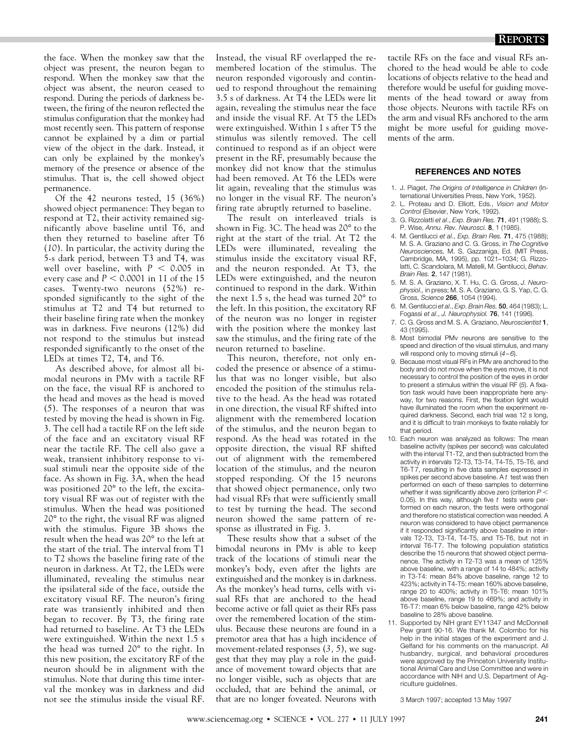the face. When the monkey saw that the object was present, the neuron began to respond. When the monkey saw that the object was absent, the neuron ceased to respond. During the periods of darkness between, the firing of the neuron reflected the stimulus configuration that the monkey had most recently seen. This pattern of response cannot be explained by a dim or partial view of the object in the dark. Instead, it can only be explained by the monkey's memory of the presence or absence of the stimulus. That is, the cell showed object permanence.

Of the 42 neurons tested, 15 (36%) showed object permanence: They began to respond at T2, their activity remained significantly above baseline until T6, and then they returned to baseline after T6 (*10*). In particular, the activity during the 5-s dark period, between T3 and T4, was well over baseline, with $P < 0.005$ in every case and $P < 0.0001$ in 11 of the 15 cases. Twenty-two neurons (52%) responded significantly to the sight of the stimulus at T2 and T4 but returned to their baseline firing rate when the monkey was in darkness. Five neurons (12%) did not respond to the stimulus but instead responded significantly to the onset of the LEDs at times T2, T4, and T6.

As described above, for almost all bimodal neurons in PMv with a tactile RF on the face, the visual RF is anchored to the head and moves as the head is moved (*5*). The responses of a neuron that was tested by moving the head is shown in Fig. 3. The cell had a tactile RF on the left side of the face and an excitatory visual RF near the tactile RF. The cell also gave a weak, transient inhibitory response to visual stimuli near the opposite side of the face. As shown in Fig. 3A, when the head was positioned 20° to the left, the excitatory visual RF was out of register with the stimulus. When the head was positioned 20° to the right, the visual RF was aligned with the stimulus. Figure 3B shows the result when the head was 20° to the left at the start of the trial. The interval from T1 to T2 shows the baseline firing rate of the neuron in darkness. At T2, the LEDs were illuminated, revealing the stimulus near the ipsilateral side of the face, outside the excitatory visual RF. The neuron's firing rate was transiently inhibited and then began to recover. By T3, the firing rate had returned to baseline. At T3 the LEDs were extinguished. Within the next 1.5 s the head was turned 20° to the right. In this new position, the excitatory RF of the neuron should be in alignment with the stimulus. Note that during this time interval the monkey was in darkness and did not see the stimulus inside the visual RF. Instead, the visual RF overlapped the remembered location of the stimulus. The neuron responded vigorously and continued to respond throughout the remaining 3.5 s of darkness. At T4 the LEDs were lit again, revealing the stimulus near the face and inside the visual RF. At T5 the LEDs were extinguished. Within 1 s after T5 the stimulus was silently removed. The cell continued to respond as if an object were present in the RF, presumably because the monkey did not know that the stimulus had been removed. At T6 the LEDs were lit again, revealing that the stimulus was no longer in the visual RF. The neuron's firing rate abruptly returned to baseline.

The result on interleaved trials is shown in Fig. 3C. The head was 20° to the right at the start of the trial. At T2 the LEDs were illuminated, revealing the stimulus inside the excitatory visual RF, and the neuron responded. At T3, the LEDs were extinguished, and the neuron continued to respond in the dark. Within the next 1.5 s, the head was turned 20° to the left. In this position, the excitatory RF of the neuron was no longer in register with the position where the monkey last saw the stimulus, and the firing rate of the neuron returned to baseline.

This neuron, therefore, not only encoded the presence or absence of a stimulus that was no longer visible, but also encoded the position of the stimulus relative to the head. As the head was rotated in one direction, the visual RF shifted into alignment with the remembered location of the stimulus, and the neuron began to respond. As the head was rotated in the opposite direction, the visual RF shifted out of alignment with the remembered location of the stimulus, and the neuron stopped responding. Of the 15 neurons that showed object permanence, only two had visual RFs that were sufficiently small to test by turning the head. The second neuron showed the same pattern of response as illustrated in Fig. 3.

These results show that a subset of the bimodal neurons in PMv is able to keep track of the locations of stimuli near the monkey's body, even after the lights are extinguished and the monkey is in darkness. As the monkey's head turns, cells with visual RFs that are anchored to the head become active or fall quiet as their RFs pass over the remembered location of the stimulus. Because these neurons are found in a premotor area that has a high incidence of movement-related responses (*3, 5*), we suggest that they may play a role in the guidance of movement toward objects that are no longer visible, such as objects that are occluded, that are behind the animal, or that are no longer foveated. Neurons with tactile RFs on the face and visual RFs anchored to the head would be able to code locations of objects relative to the head and therefore would be useful for guiding movements of the head toward or away from those objects. Neurons with tactile RFs on the arm and visual RFs anchored to the arm might be more useful for guiding movements of the arm.

## REFERENCES AND NOTES

1. J. Piaget, *The Origins of Intelligence in Children* (International Universities Press, New York, 1952).
2. L. Proteau and D. Elliott, Eds., *Vision and Motor Control* (Elsevier, New York, 1992).
3. G. Rizzolatti *et al.*, *Exp. Brain Res.* **71**, 491 (1988); S. P. Wise, *Annu. Rev. Neurosci.* **8**, 1 (1985).
4. M. Gentilucci *et al.*, *Exp. Brain Res.* **71**, 475 (1988); M. S. A. Graziano and C. G. Gross, in *The Cognitive Neurosciences,* M. S. Gazzaniga, Ed. (MIT Press, Cambridge, MA, 1995), pp. 1021–1034; G. Rizzolatti, C. Scandolara, M. Matelli, M. Gentilucci, *Behav. Brain Res.* **2**, 147 (1981).
5. M. S. A. Graziano, X. T. Hu, C. G. Gross, *J. Neurophysiol.,* in press; M. S. A. Graziano, G. S. Yap, C. G. Gross, *Science* **266**, 1054 (1994).
6. M. Gentilucci *et al.*, *Exp. Brain Res.* **50**, 464 (1983); L. Fogassi *et al.*, *J. Neurophysiol.* **76**, 141 (1996).
7. C. G. Gross and M. S. A. Graziano, *Neuroscientist* **1**, 43 (1995).
8. Most bimodal PMv neurons are sensitive to the speed and direction of the visual stimulus, and many will respond only to moving stimuli (*4–6*).
9. Because most visual RFs in PMv are anchored to the body and do not move when the eyes move, it is not necessary to control the position of the eyes in order to present a stimulus within the visual RF (*5*). A fixation task would have been inappropriate here anyway, for two reasons. First, the fixation light would have illuminated the room when the experiment required darkness. Second, each trial was 12 s long, and it is difficult to train monkeys to fixate reliably for that period.
10. Each neuron was analyzed as follows: The mean baseline activity (spikes per second) was calculated with the interval T1-T2, and then subtracted from the activity in intervals T2-T3, T3-T4, T4-T5, T5-T6, and T6-T7, resulting in five data samples expressed in spikes per second above baseline. A $t$ test was then performed on each of these samples to determine whether it was significantly above zero (criterion $P < 0.05$). In this way, although five $t$ tests were performed on each neuron, the tests were orthogonal and therefore no statistical correction was needed. A neuron was considered to have object permanence if it responded significantly above baseline in intervals T2-T3, T3-T4, T4-T5, and T5-T6, but not in interval T6-T7. The following population statistics describe the 15 neurons that showed object permanence. The activity in T2-T3 was a mean of 125% above baseline, with a range of 14 to 484%; activity in T3-T4: mean 84% above baseline, range 12 to 423%; activity in T4-T5: mean 160% above baseline, range 20 to 400%; activity in T5-T6: mean 101% above baseline, range 19 to 469%; and activity in T6-T7: mean 6% below baseline, range 42% below baseline to 28% above baseline.
11. Supported by NIH grant EY11347 and McDonnell Pew grant 90-16. We thank M. Colombo for his help in the initial stages of the experiment and J. Gelfand for his comments on the manuscript. All husbandry, surgical, and behavioral procedures were approved by the Princeton University Institutional Animal Care and Use Committee and were in accordance with NIH and U.S. Department of Agriculture guidelines.

3 March 1997; accepted 13 May 1997